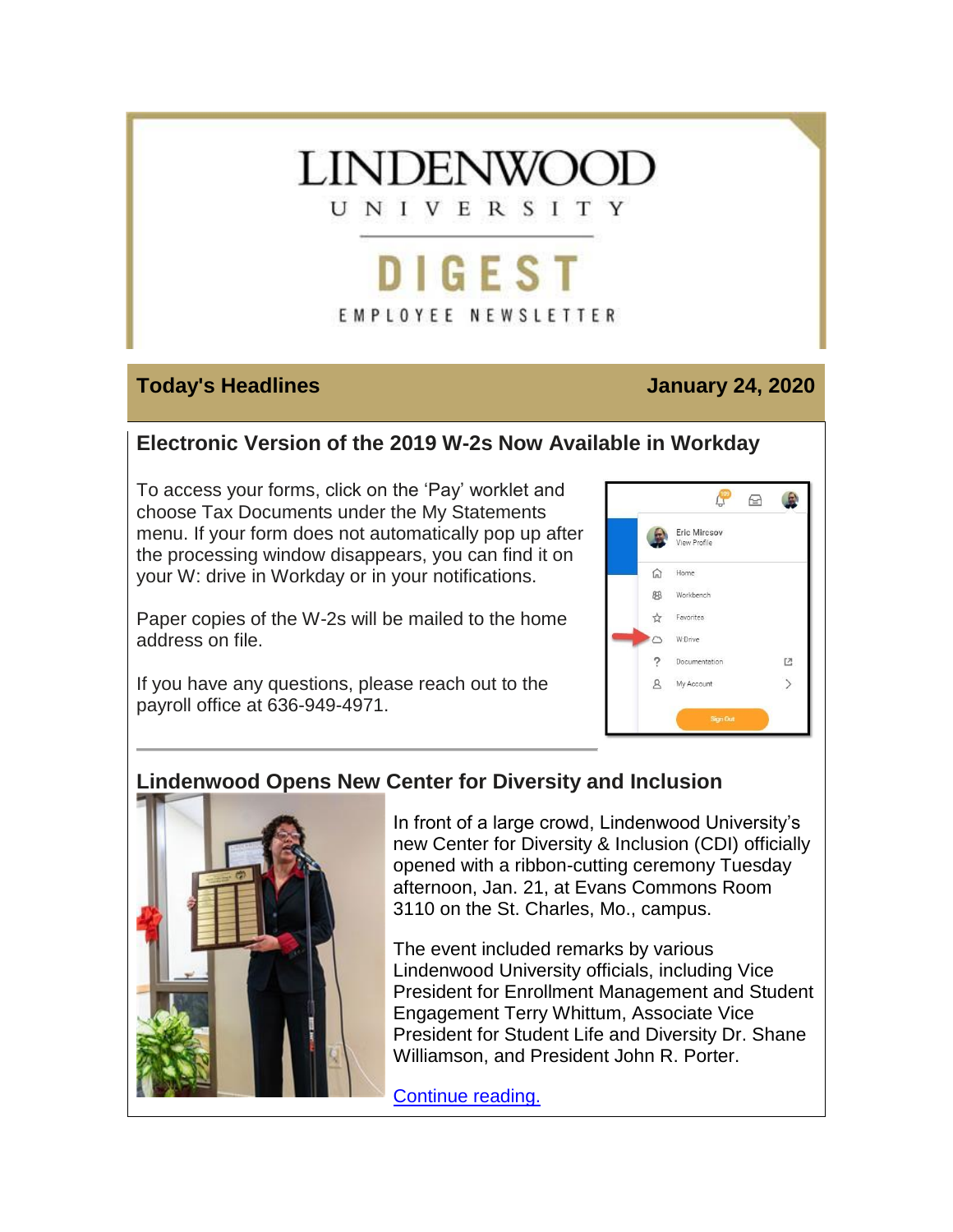# LINDENWOOD UNIVERSITY

# DIGEST

EMPLOYEE NEWSLETTER

## Today's Headlines — January 24, 2020

### Electronic Version of the 2019 W-2s Now Available in Workday

To access your forms, click on the 'Pay' worklet and choose Tax Documents under the My Statements menu. If your form does not automatically pop up after the processing window disappears, you can find it on your W: drive in Workday or in your notifications.

Paper copies of the W-2s will be mailed to the home address on file.

If you have any questions, please reach out to the payroll office at 636-949-4971.

### Lindenwood Opens New Center for Diversity and Inclusion

In front of a large crowd, Lindenwood University's new Center for Diversity & Inclusion (CDI) officially opened with a ribbon-cutting ceremony Tuesday afternoon, Jan. 21, at Evans Commons Room 3110 on the St. Charles, Mo., campus.

The event included remarks by various Lindenwood University officials, including Vice President for Enrollment Management and Student Engagement Terry Whittum, Associate Vice President for Student Life and Diversity Dr. Shane Williamson, and President John R. Porter.

Continue reading.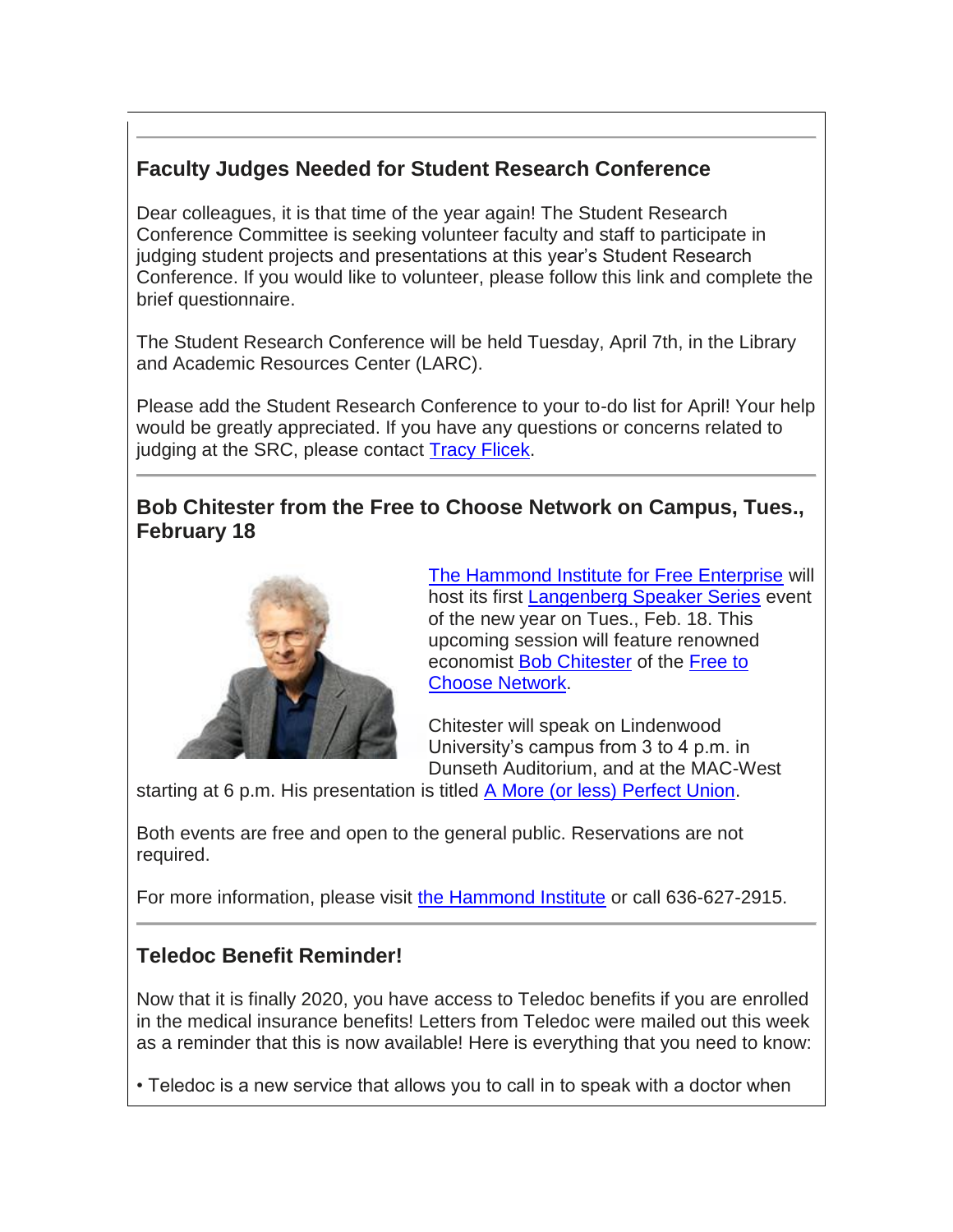## Faculty Judges Needed for Student Research Conference

Dear colleagues, it is that time of the year again! The Student Research Conference Committee is seeking volunteer faculty and staff to participate in judging student projects and presentations at this year's Student Research Conference. If you would like to volunteer, please follow this link and complete the brief questionnaire.

The Student Research Conference will be held Tuesday, April 7th, in the Library and Academic Resources Center (LARC).

Please add the Student Research Conference to your to-do list for April! Your help would be greatly appreciated. If you have any questions or concerns related to judging at the SRC, please contact Tracy Flicek.

---

## Bob Chitester from the Free to Choose Network on Campus, Tues., February 18

The Hammond Institute for Free Enterprise will host its first Langenberg Speaker Series event of the new year on Tues., Feb. 18. This upcoming session will feature renowned economist Bob Chitester of the Free to Choose Network.

Chitester will speak on Lindenwood University's campus from 3 to 4 p.m. in Dunseth Auditorium, and at the MAC-West starting at 6 p.m. His presentation is titled A More (or less) Perfect Union.

Both events are free and open to the general public. Reservations are not required.

For more information, please visit the Hammond Institute or call 636-627-2915.

---

## Teledoc Benefit Reminder!

Now that it is finally 2020, you have access to Teledoc benefits if you are enrolled in the medical insurance benefits! Letters from Teledoc were mailed out this week as a reminder that this is now available! Here is everything that you need to know:

• Teledoc is a new service that allows you to call in to speak with a doctor when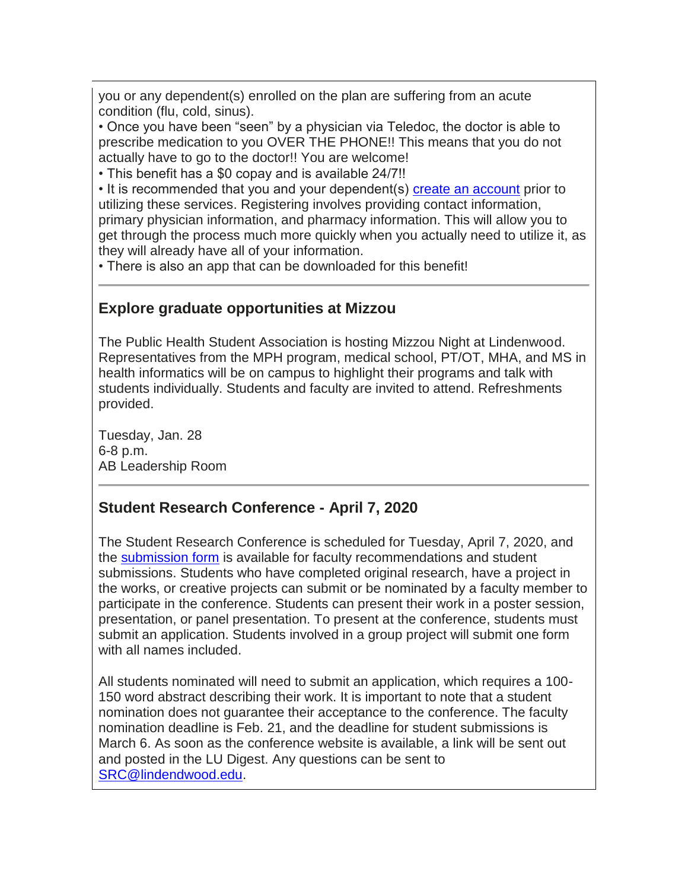you or any dependent(s) enrolled on the plan are suffering from an acute condition (flu, cold, sinus).

• Once you have been "seen" by a physician via Teledoc, the doctor is able to prescribe medication to you OVER THE PHONE!! This means that you do not actually have to go to the doctor!! You are welcome!

• This benefit has a $0 copay and is available 24/7!!

• It is recommended that you and your dependent(s) create an account prior to utilizing these services. Registering involves providing contact information, primary physician information, and pharmacy information. This will allow you to get through the process much more quickly when you actually need to utilize it, as they will already have all of your information.

• There is also an app that can be downloaded for this benefit!

---

## Explore graduate opportunities at Mizzou

The Public Health Student Association is hosting Mizzou Night at Lindenwood. Representatives from the MPH program, medical school, PT/OT, MHA, and MS in health informatics will be on campus to highlight their programs and talk with students individually. Students and faculty are invited to attend. Refreshments provided.

Tuesday, Jan. 28
6-8 p.m.
AB Leadership Room

---

## Student Research Conference - April 7, 2020

The Student Research Conference is scheduled for Tuesday, April 7, 2020, and the submission form is available for faculty recommendations and student submissions. Students who have completed original research, have a project in the works, or creative projects can submit or be nominated by a faculty member to participate in the conference. Students can present their work in a poster session, presentation, or panel presentation. To present at the conference, students must submit an application. Students involved in a group project will submit one form with all names included.

All students nominated will need to submit an application, which requires a 100-150 word abstract describing their work. It is important to note that a student nomination does not guarantee their acceptance to the conference. The faculty nomination deadline is Feb. 21, and the deadline for student submissions is March 6. As soon as the conference website is available, a link will be sent out and posted in the LU Digest. Any questions can be sent to SRC@lindendwood.edu.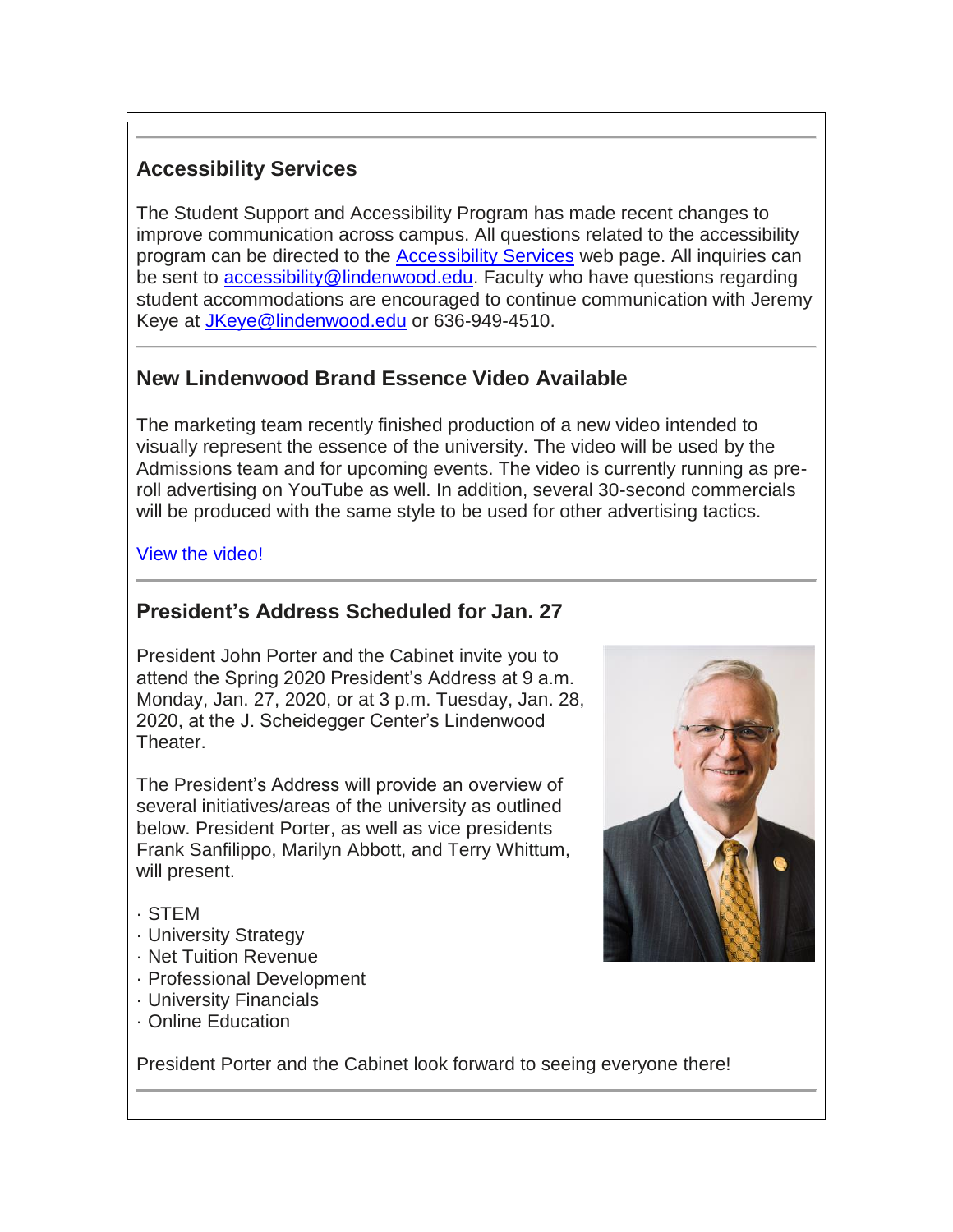## Accessibility Services

The Student Support and Accessibility Program has made recent changes to improve communication across campus. All questions related to the accessibility program can be directed to the Accessibility Services web page. All inquiries can be sent to accessibility@lindenwood.edu. Faculty who have questions regarding student accommodations are encouraged to continue communication with Jeremy Keye at JKeye@lindenwood.edu or 636-949-4510.

## New Lindenwood Brand Essence Video Available

The marketing team recently finished production of a new video intended to visually represent the essence of the university. The video will be used by the Admissions team and for upcoming events. The video is currently running as pre-roll advertising on YouTube as well. In addition, several 30-second commercials will be produced with the same style to be used for other advertising tactics.

View the video!

## President's Address Scheduled for Jan. 27

President John Porter and the Cabinet invite you to attend the Spring 2020 President's Address at 9 a.m. Monday, Jan. 27, 2020, or at 3 p.m. Tuesday, Jan. 28, 2020, at the J. Scheidegger Center's Lindenwood Theater.

The President's Address will provide an overview of several initiatives/areas of the university as outlined below. President Porter, as well as vice presidents Frank Sanfilippo, Marilyn Abbott, and Terry Whittum, will present.

- STEM
- University Strategy
- Net Tuition Revenue
- Professional Development
- University Financials
- Online Education

President Porter and the Cabinet look forward to seeing everyone there!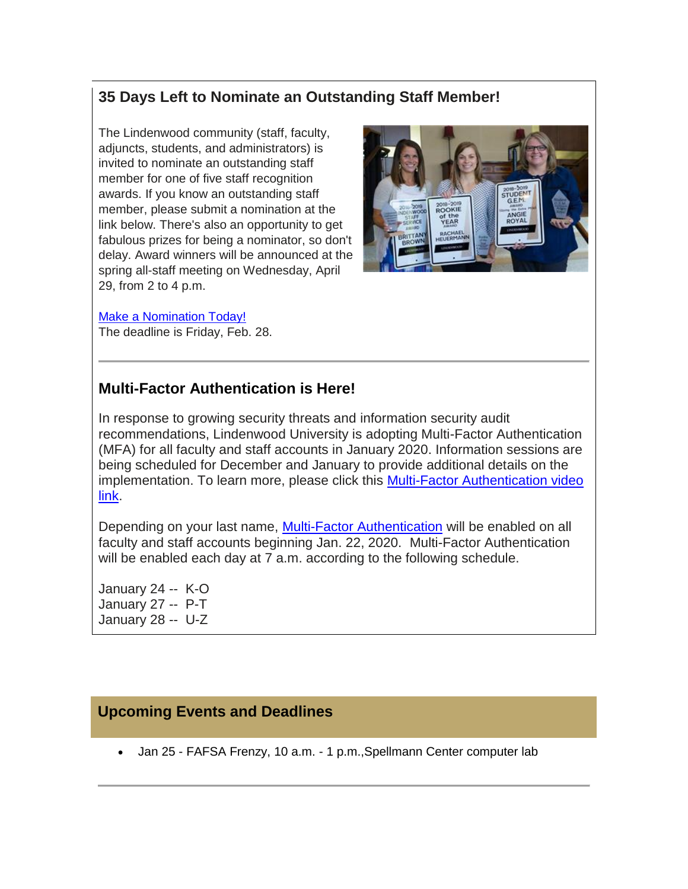## 35 Days Left to Nominate an Outstanding Staff Member!

The Lindenwood community (staff, faculty, adjuncts, students, and administrators) is invited to nominate an outstanding staff member for one of five staff recognition awards. If you know an outstanding staff member, please submit a nomination at the link below. There's also an opportunity to get fabulous prizes for being a nominator, so don't delay. Award winners will be announced at the spring all-staff meeting on Wednesday, April 29, from 2 to 4 p.m.

Make a Nomination Today!
The deadline is Friday, Feb. 28.

---

## Multi-Factor Authentication is Here!

In response to growing security threats and information security audit recommendations, Lindenwood University is adopting Multi-Factor Authentication (MFA) for all faculty and staff accounts in January 2020. Information sessions are being scheduled for December and January to provide additional details on the implementation. To learn more, please click this Multi-Factor Authentication video link.

Depending on your last name, Multi-Factor Authentication will be enabled on all faculty and staff accounts beginning Jan. 22, 2020. Multi-Factor Authentication will be enabled each day at 7 a.m. according to the following schedule.

January 24 -- K-O
January 27 -- P-T
January 28 -- U-Z

## Upcoming Events and Deadlines

- Jan 25 - FAFSA Frenzy, 10 a.m. - 1 p.m.,Spellmann Center computer lab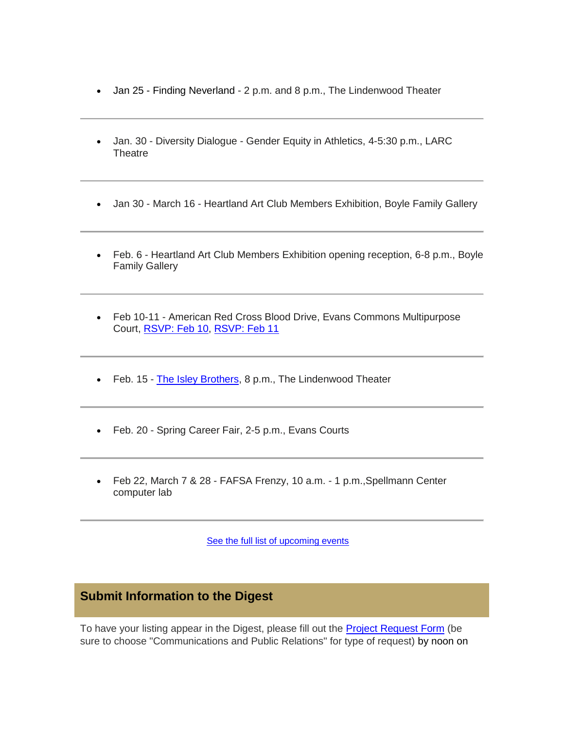- Jan 25 - Finding Neverland - 2 p.m. and 8 p.m., The Lindenwood Theater

---

- Jan. 30 - Diversity Dialogue - Gender Equity in Athletics, 4-5:30 p.m., LARC Theatre

---

- Jan 30 - March 16 - Heartland Art Club Members Exhibition, Boyle Family Gallery

---

- Feb. 6 - Heartland Art Club Members Exhibition opening reception, 6-8 p.m., Boyle Family Gallery

---

- Feb 10-11 - American Red Cross Blood Drive, Evans Commons Multipurpose Court, RSVP: Feb 10, RSVP: Feb 11

---

- Feb. 15 - The Isley Brothers, 8 p.m., The Lindenwood Theater

---

- Feb. 20 - Spring Career Fair, 2-5 p.m., Evans Courts

---

- Feb 22, March 7 & 28 - FAFSA Frenzy, 10 a.m. - 1 p.m.,Spellmann Center computer lab

---

See the full list of upcoming events

## Submit Information to the Digest

To have your listing appear in the Digest, please fill out the Project Request Form (be sure to choose "Communications and Public Relations" for type of request) by noon on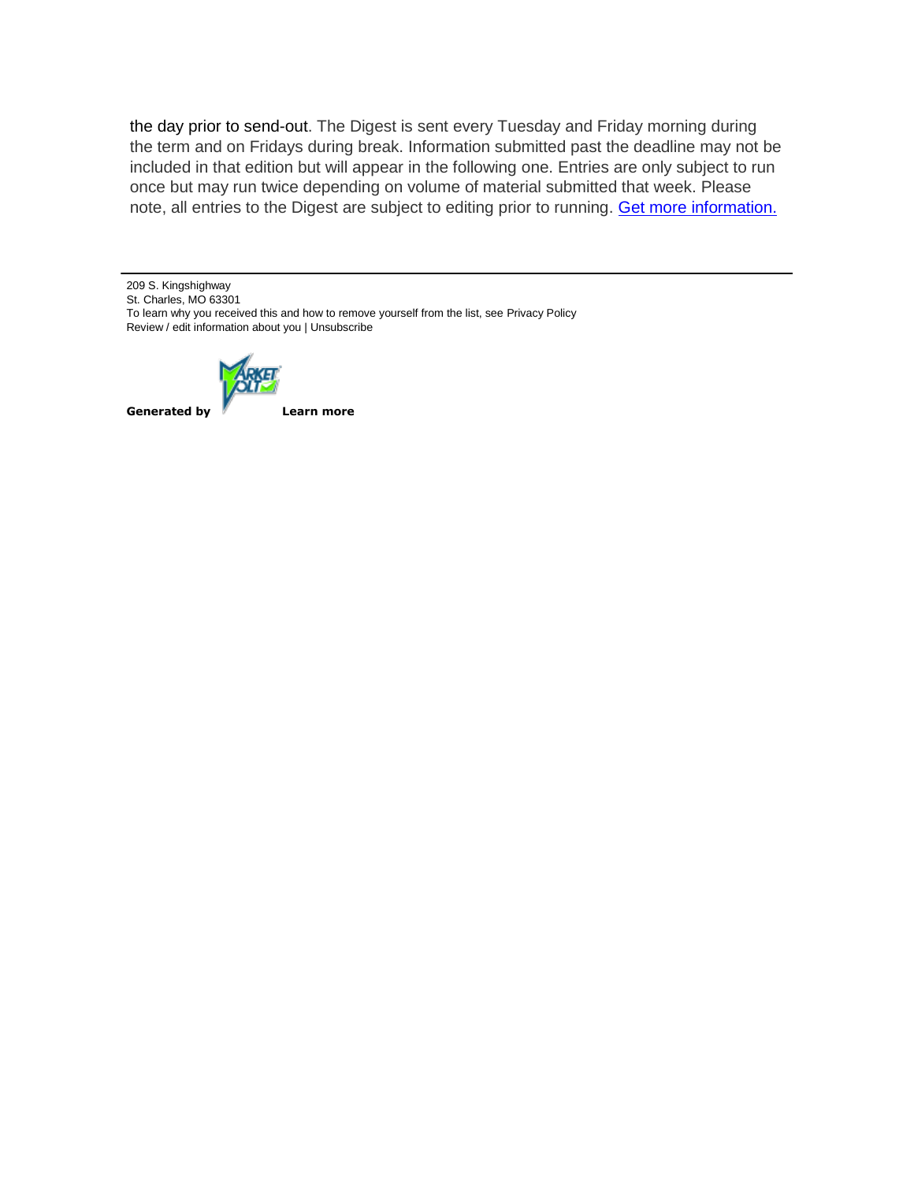the day prior to send-out. The Digest is sent every Tuesday and Friday morning during the term and on Fridays during break. Information submitted past the deadline may not be included in that edition but will appear in the following one. Entries are only subject to run once but may run twice depending on volume of material submitted that week. Please note, all entries to the Digest are subject to editing prior to running. Get more information.

---

209 S. Kingshighway
St. Charles, MO 63301
To learn why you received this and how to remove yourself from the list, see Privacy Policy
Review / edit information about you | Unsubscribe

**Generated by** **Learn more**